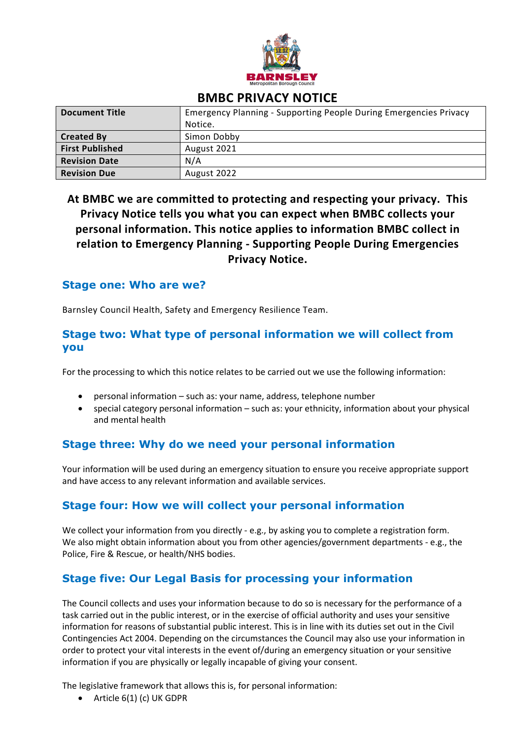# BMBC PRIVACY NOTICE

| Document Title | Emergency Planning - Supporting People During Emergencies Privacy Notice. |
|---|---|
| Created By | Simon Dobby |
| First Published | August 2021 |
| Revision Date | N/A |
| Revision Due | August 2022 |

**At BMBC we are committed to protecting and respecting your privacy. This Privacy Notice tells you what you can expect when BMBC collects your personal information. This notice applies to information BMBC collect in relation to Emergency Planning - Supporting People During Emergencies Privacy Notice.**

## Stage one: Who are we?

Barnsley Council Health, Safety and Emergency Resilience Team.

## Stage two: What type of personal information we will collect from you

For the processing to which this notice relates to be carried out we use the following information:

- personal information – such as: your name, address, telephone number
- special category personal information – such as: your ethnicity, information about your physical and mental health

## Stage three: Why do we need your personal information

Your information will be used during an emergency situation to ensure you receive appropriate support and have access to any relevant information and available services.

## Stage four: How we will collect your personal information

We collect your information from you directly - e.g., by asking you to complete a registration form. We also might obtain information about you from other agencies/government departments - e.g., the Police, Fire & Rescue, or health/NHS bodies.

## Stage five: Our Legal Basis for processing your information

The Council collects and uses your information because to do so is necessary for the performance of a task carried out in the public interest, or in the exercise of official authority and uses your sensitive information for reasons of substantial public interest. This is in line with its duties set out in the Civil Contingencies Act 2004. Depending on the circumstances the Council may also use your information in order to protect your vital interests in the event of/during an emergency situation or your sensitive information if you are physically or legally incapable of giving your consent.

The legislative framework that allows this is, for personal information:

- Article 6(1) (c) UK GDPR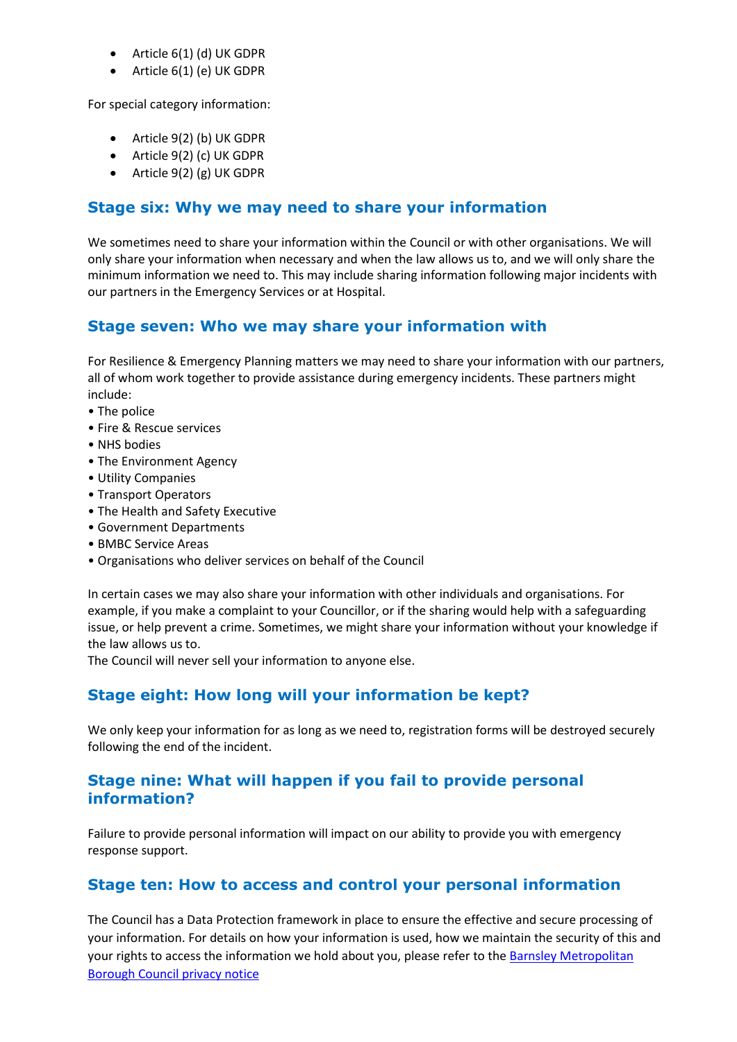- Article 6(1) (d) UK GDPR
- Article 6(1) (e) UK GDPR

For special category information:

- Article 9(2) (b) UK GDPR
- Article 9(2) (c) UK GDPR
- Article 9(2) (g) UK GDPR

## Stage six: Why we may need to share your information

We sometimes need to share your information within the Council or with other organisations. We will only share your information when necessary and when the law allows us to, and we will only share the minimum information we need to. This may include sharing information following major incidents with our partners in the Emergency Services or at Hospital.

## Stage seven: Who we may share your information with

For Resilience & Emergency Planning matters we may need to share your information with our partners, all of whom work together to provide assistance during emergency incidents. These partners might include:

- The police
- Fire & Rescue services
- NHS bodies
- The Environment Agency
- Utility Companies
- Transport Operators
- The Health and Safety Executive
- Government Departments
- BMBC Service Areas
- Organisations who deliver services on behalf of the Council

In certain cases we may also share your information with other individuals and organisations. For example, if you make a complaint to your Councillor, or if the sharing would help with a safeguarding issue, or help prevent a crime. Sometimes, we might share your information without your knowledge if the law allows us to.
The Council will never sell your information to anyone else.

## Stage eight: How long will your information be kept?

We only keep your information for as long as we need to, registration forms will be destroyed securely following the end of the incident.

## Stage nine: What will happen if you fail to provide personal information?

Failure to provide personal information will impact on our ability to provide you with emergency response support.

## Stage ten: How to access and control your personal information

The Council has a Data Protection framework in place to ensure the effective and secure processing of your information. For details on how your information is used, how we maintain the security of this and your rights to access the information we hold about you, please refer to the Barnsley Metropolitan Borough Council privacy notice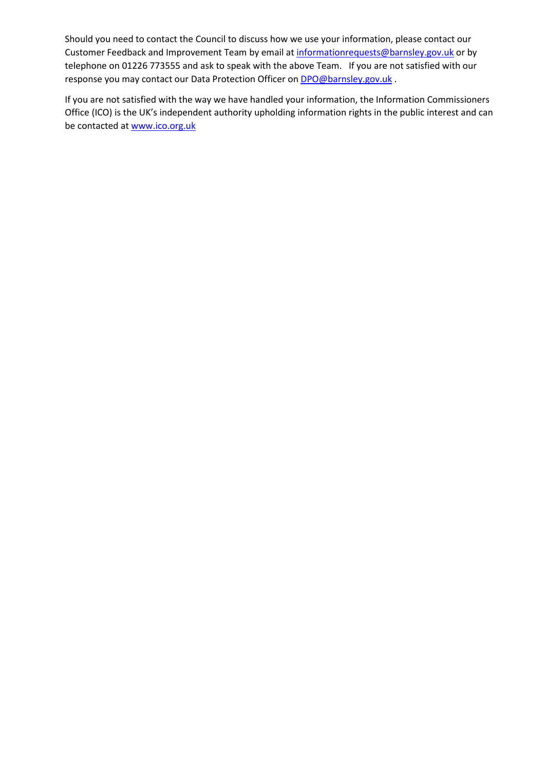Should you need to contact the Council to discuss how we use your information, please contact our Customer Feedback and Improvement Team by email at informationrequests@barnsley.gov.uk or by telephone on 01226 773555 and ask to speak with the above Team. If you are not satisfied with our response you may contact our Data Protection Officer on DPO@barnsley.gov.uk .

If you are not satisfied with the way we have handled your information, the Information Commissioners Office (ICO) is the UK's independent authority upholding information rights in the public interest and can be contacted at www.ico.org.uk